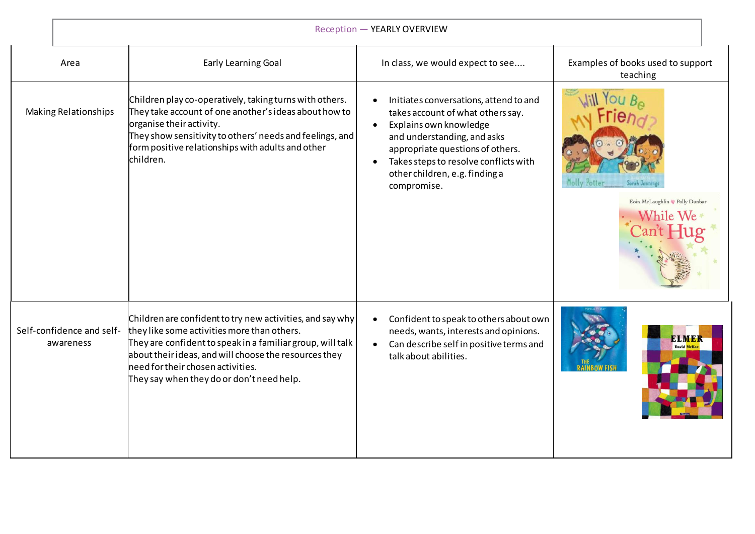# Reception — YEARLY OVERVIEW

| Area | Early Learning Goal | In class, we would expect to see.... | Examples of books used to support teaching |
|---|---|---|---|
| Making Relationships | Children play co-operatively, taking turns with others. They take account of one another's ideas about how to organise their activity.<br>They show sensitivity to others' needs and feelings, and form positive relationships with adults and other children. | • Initiates conversations, attend to and takes account of what others say.<br>• Explains own knowledge and understanding, and asks appropriate questions of others.<br>• Takes steps to resolve conflicts with other children, e.g. finding a compromise. | Will You Be My Friend? (Molly Potter, Sarah Jennings)<br>While We Can't Hug (Eoin McLaughlin, Polly Dunbar) |
| Self-confidence and self-awareness | Children are confident to try new activities, and say why they like some activities more than others.<br>They are confident to speak in a familiar group, will talk about their ideas, and will choose the resources they need for their chosen activities.<br>They say when they do or don't need help. | • Confident to speak to others about own needs, wants, interests and opinions.<br>• Can describe self in positive terms and talk about abilities. | The Rainbow Fish (Marcus Pfister)<br>Elmer (David McKee) |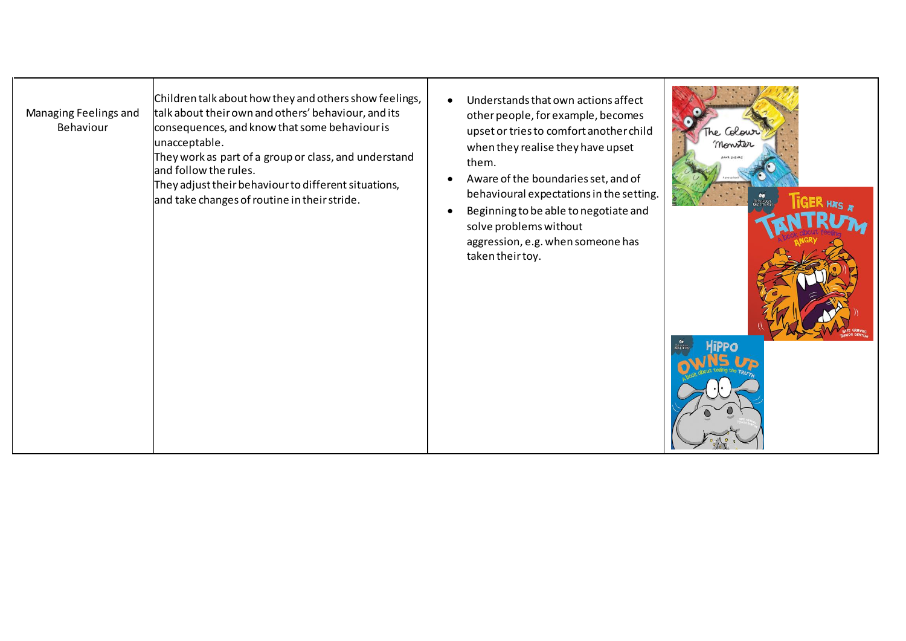| | | | |
|---|---|---|---|
| Managing Feelings and Behaviour | Children talk about how they and others show feelings, talk about their own and others' behaviour, and its consequences, and know that some behaviour is unacceptable.<br>They work as part of a group or class, and understand and follow the rules.<br>They adjust their behaviour to different situations, and take changes of routine in their stride. | • Understands that own actions affect other people, for example, becomes upset or tries to comfort another child when they realise they have upset them.<br>• Aware of the boundaries set, and of behavioural expectations in the setting.<br>• Beginning to be able to negotiate and solve problems without aggression, e.g. when someone has taken their toy. | |